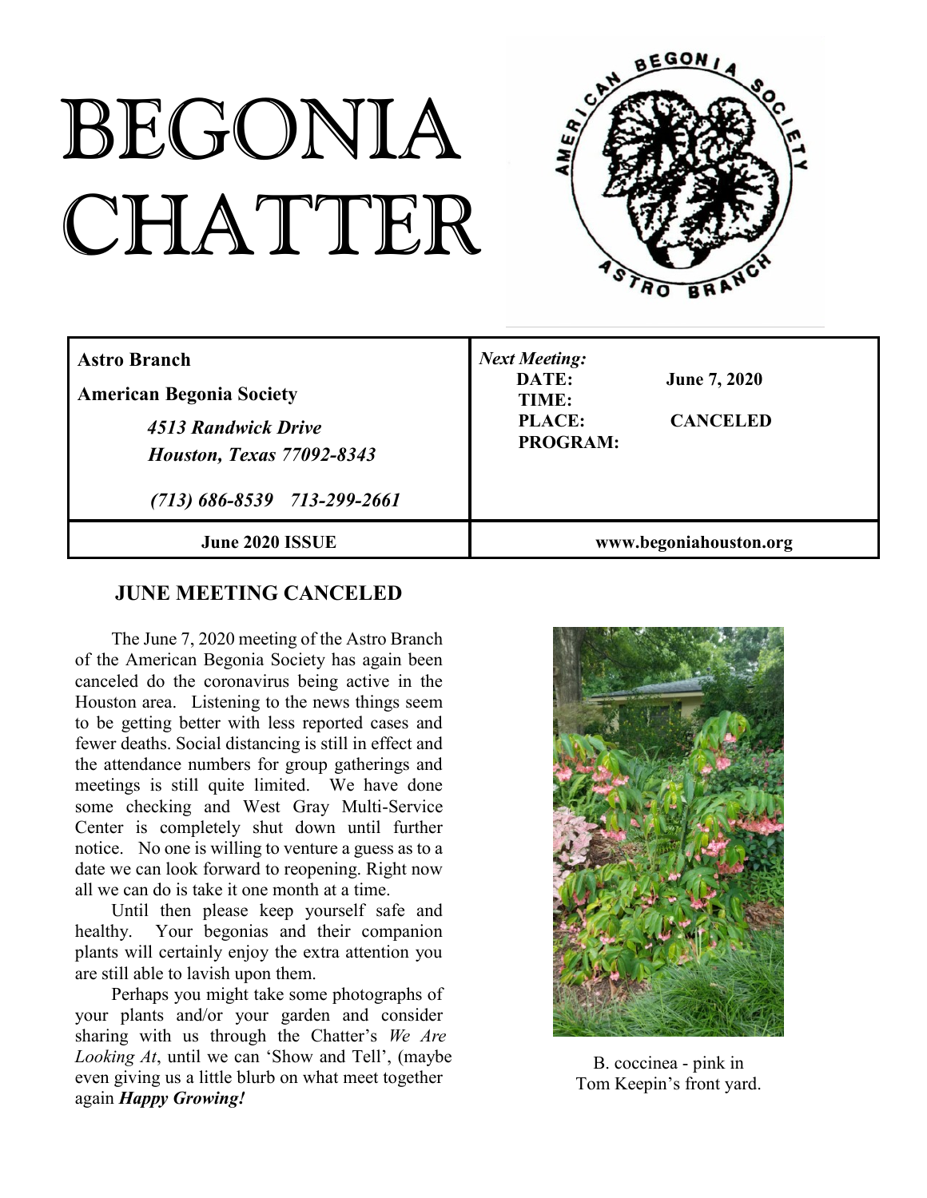# BEGONIA CHATTER

**Astro Branch**

**American Begonia Society**

*4513 Randwick Drive*
*Houston, Texas 77092-8343*

*(713) 686-8539   713-299-2661*

***Next Meeting:***

| | |
|---|---|
| **DATE:** | **June 7, 2020** |
| **TIME:** | |
| **PLACE:** | **CANCELED** |
| **PROGRAM:** | |

**June 2020 ISSUE**

**www.begoniahouston.org**

## JUNE MEETING CANCELED

The June 7, 2020 meeting of the Astro Branch of the American Begonia Society has again been canceled do the coronavirus being active in the Houston area. Listening to the news things seem to be getting better with less reported cases and fewer deaths. Social distancing is still in effect and the attendance numbers for group gatherings and meetings is still quite limited. We have done some checking and West Gray Multi-Service Center is completely shut down until further notice. No one is willing to venture a guess as to a date we can look forward to reopening. Right now all we can do is take it one month at a time.

Until then please keep yourself safe and healthy. Your begonias and their companion plants will certainly enjoy the extra attention you are still able to lavish upon them.

Perhaps you might take some photographs of your plants and/or your garden and consider sharing with us through the Chatter's *We Are Looking At*, until we can 'Show and Tell', (maybe even giving us a little blurb on what meet together again ***Happy Growing!***

B. coccinea - pink in Tom Keepin's front yard.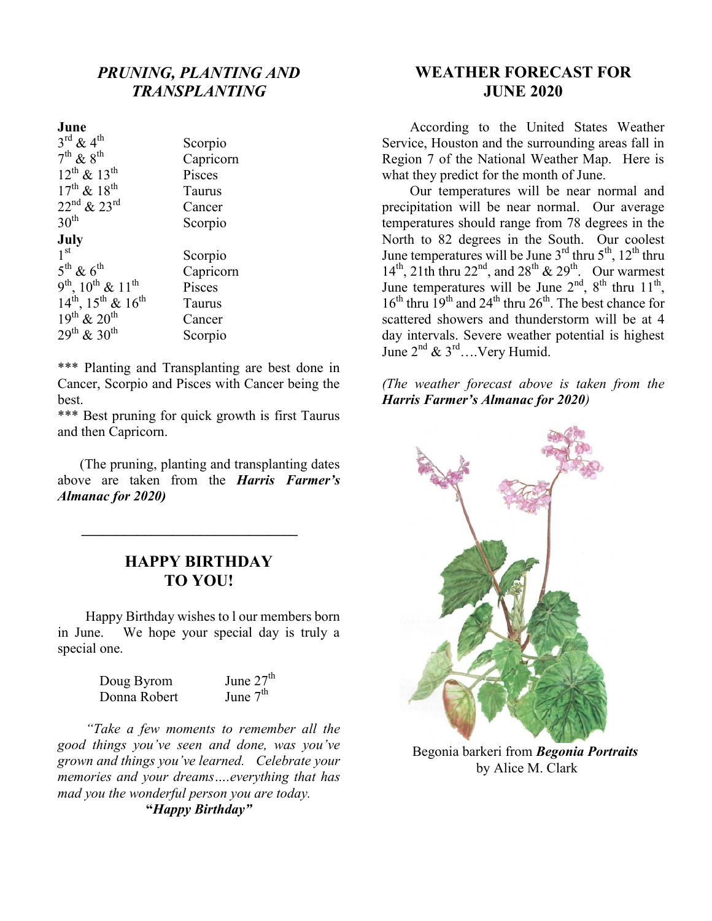## *PRUNING, PLANTING AND TRANSPLANTING*

| | |
|---|---|
| **June** | |
| 3rd & 4th | Scorpio |
| 7th & 8th | Capricorn |
| 12th & 13th | Pisces |
| 17th & 18th | Taurus |
| 22nd & 23rd | Cancer |
| 30th | Scorpio |
| **July** | |
| 1st | Scorpio |
| 5th & 6th | Capricorn |
| 9th, 10th & 11th | Pisces |
| 14th, 15th & 16th | Taurus |
| 19th & 20th | Cancer |
| 29th & 30th | Scorpio |

*** Planting and Transplanting are best done in Cancer, Scorpio and Pisces with Cancer being the best.
*** Best pruning for quick growth is first Taurus and then Capricorn.

(The pruning, planting and transplanting dates above are taken from the ***Harris Farmer's Almanac for 2020)***

---

## HAPPY BIRTHDAY TO YOU!

Happy Birthday wishes to l our members born in June. We hope your special day is truly a special one.

| | |
|---|---|
| Doug Byrom | June 27th |
| Donna Robert | June 7th |

*"Take a few moments to remember all the good things you've seen and done, was you've grown and things you've learned. Celebrate your memories and your dreams….everything that has mad you the wonderful person you are today.*
***"Happy Birthday"***

## WEATHER FORECAST FOR JUNE 2020

According to the United States Weather Service, Houston and the surrounding areas fall in Region 7 of the National Weather Map. Here is what they predict for the month of June.

Our temperatures will be near normal and precipitation will be near normal. Our average temperatures should range from 78 degrees in the North to 82 degrees in the South. Our coolest June temperatures will be June 3rd thru 5th, 12th thru 14th, 21th thru 22nd, and 28th & 29th. Our warmest June temperatures will be June 2nd, 8th thru 11th, 16th thru 19th and 24th thru 26th. The best chance for scattered showers and thunderstorm will be at 4 day intervals. Severe weather potential is highest June 2nd & 3rd….Very Humid.

*(The weather forecast above is taken from the **Harris Farmer's Almanac for 2020)***

Begonia barkeri from ***Begonia Portraits*** by Alice M. Clark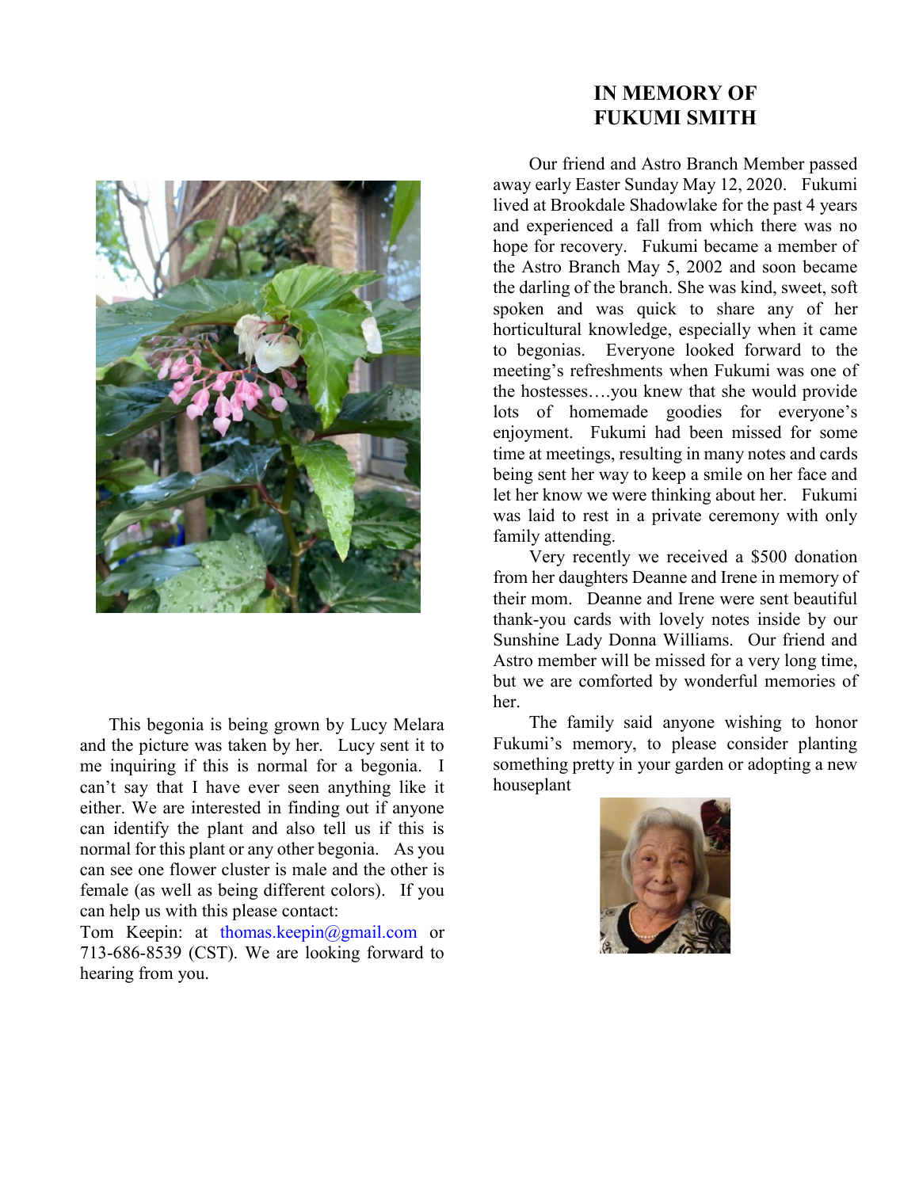This begonia is being grown by Lucy Melara and the picture was taken by her. Lucy sent it to me inquiring if this is normal for a begonia. I can't say that I have ever seen anything like it either. We are interested in finding out if anyone can identify the plant and also tell us if this is normal for this plant or any other begonia. As you can see one flower cluster is male and the other is female (as well as being different colors). If you can help us with this please contact:
Tom Keepin: at thomas.keepin@gmail.com or 713-686-8539 (CST). We are looking forward to hearing from you.

## IN MEMORY OF FUKUMI SMITH

Our friend and Astro Branch Member passed away early Easter Sunday May 12, 2020. Fukumi lived at Brookdale Shadowlake for the past 4 years and experienced a fall from which there was no hope for recovery. Fukumi became a member of the Astro Branch May 5, 2002 and soon became the darling of the branch. She was kind, sweet, soft spoken and was quick to share any of her horticultural knowledge, especially when it came to begonias. Everyone looked forward to the meeting's refreshments when Fukumi was one of the hostesses….you knew that she would provide lots of homemade goodies for everyone's enjoyment. Fukumi had been missed for some time at meetings, resulting in many notes and cards being sent her way to keep a smile on her face and let her know we were thinking about her. Fukumi was laid to rest in a private ceremony with only family attending.

Very recently we received a $500 donation from her daughters Deanne and Irene in memory of their mom. Deanne and Irene were sent beautiful thank-you cards with lovely notes inside by our Sunshine Lady Donna Williams. Our friend and Astro member will be missed for a very long time, but we are comforted by wonderful memories of her.

The family said anyone wishing to honor Fukumi's memory, to please consider planting something pretty in your garden or adopting a new houseplant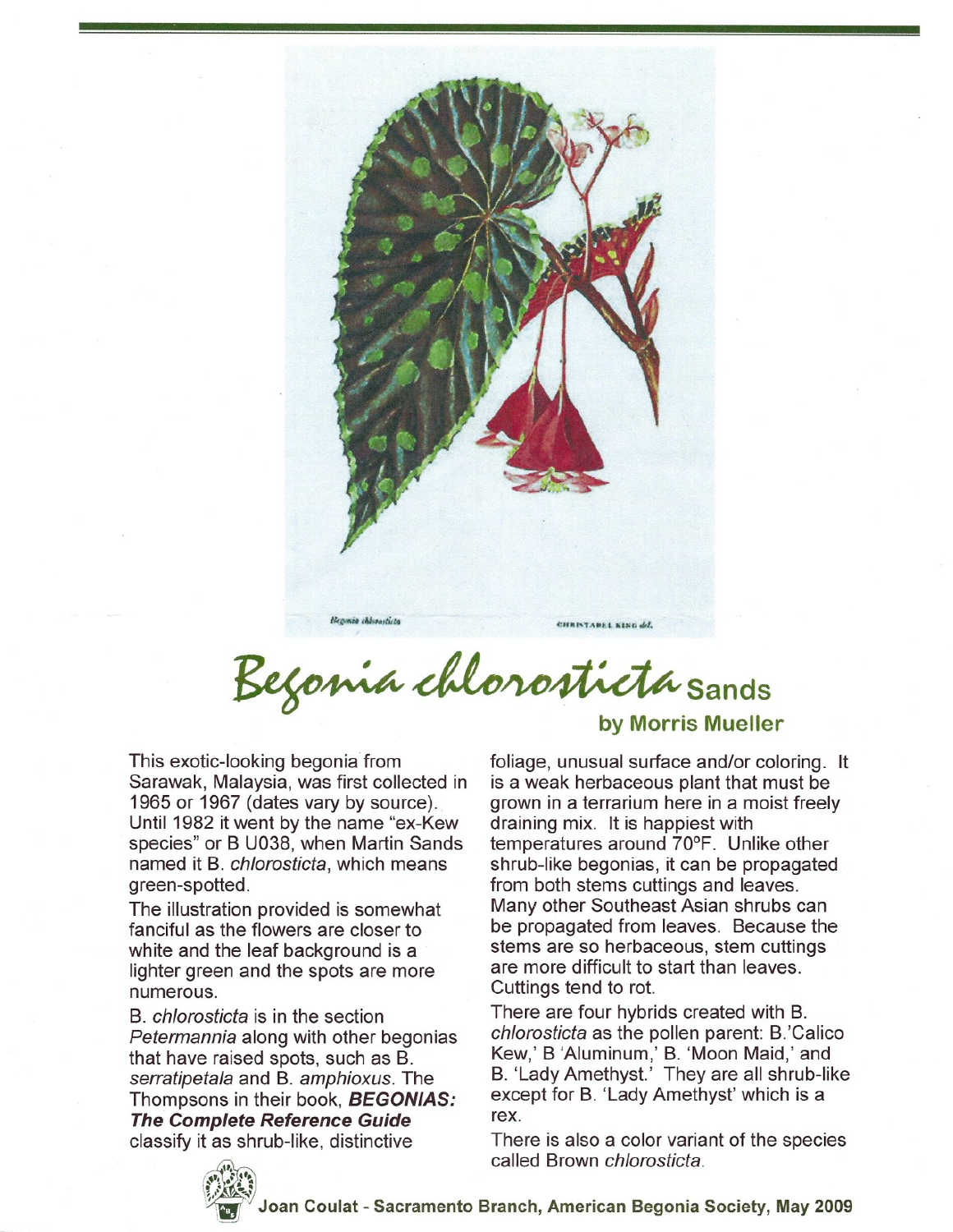Begonia chlorosticta CHRISTABEL KING del.

# *Begonia chlorosticta* Sands

## by Morris Mueller

This exotic-looking begonia from Sarawak, Malaysia, was first collected in 1965 or 1967 (dates vary by source). Until 1982 it went by the name "ex-Kew species" or B U038, when Martin Sands named it B. *chlorosticta*, which means green-spotted.

The illustration provided is somewhat fanciful as the flowers are closer to white and the leaf background is a lighter green and the spots are more numerous.

B. *chlorosticta* is in the section *Petermannia* along with other begonias that have raised spots, such as B. *serratipetala* and B. *amphioxus*. The Thompsons in their book, ***BEGONIAS: The Complete Reference Guide*** classify it as shrub-like, distinctive foliage, unusual surface and/or coloring. It is a weak herbaceous plant that must be grown in a terrarium here in a moist freely draining mix. It is happiest with temperatures around 70°F. Unlike other shrub-like begonias, it can be propagated from both stems cuttings and leaves. Many other Southeast Asian shrubs can be propagated from leaves. Because the stems are so herbaceous, stem cuttings are more difficult to start than leaves. Cuttings tend to rot.

There are four hybrids created with B. *chlorosticta* as the pollen parent: B.'Calico Kew,' B 'Aluminum,' B. 'Moon Maid,' and B. 'Lady Amethyst.' They are all shrub-like except for B. 'Lady Amethyst' which is a rex.

There is also a color variant of the species called Brown *chlorosticta*.

**Joan Coulat - Sacramento Branch, American Begonia Society, May 2009**